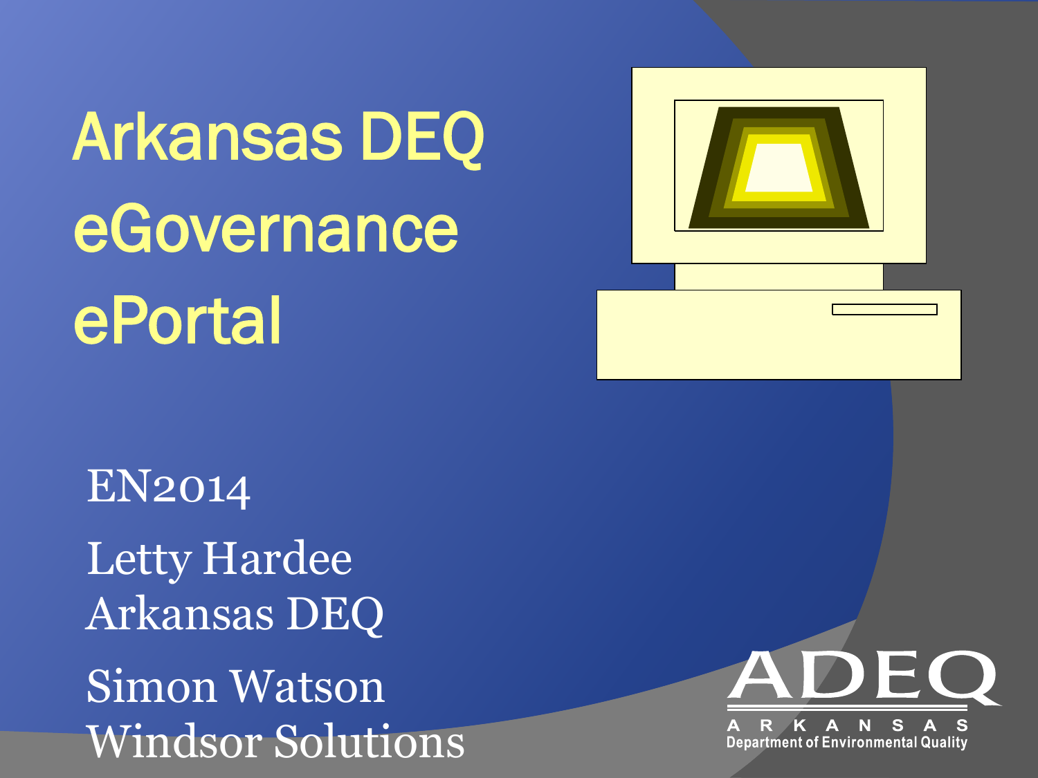# Arkansas DEQ eGovernance ePortal

EN2014

Letty Hardee
Arkansas DEQ

Simon Watson
Windsor Solutions

ADEQ
ARKANSAS
Department of Environmental Quality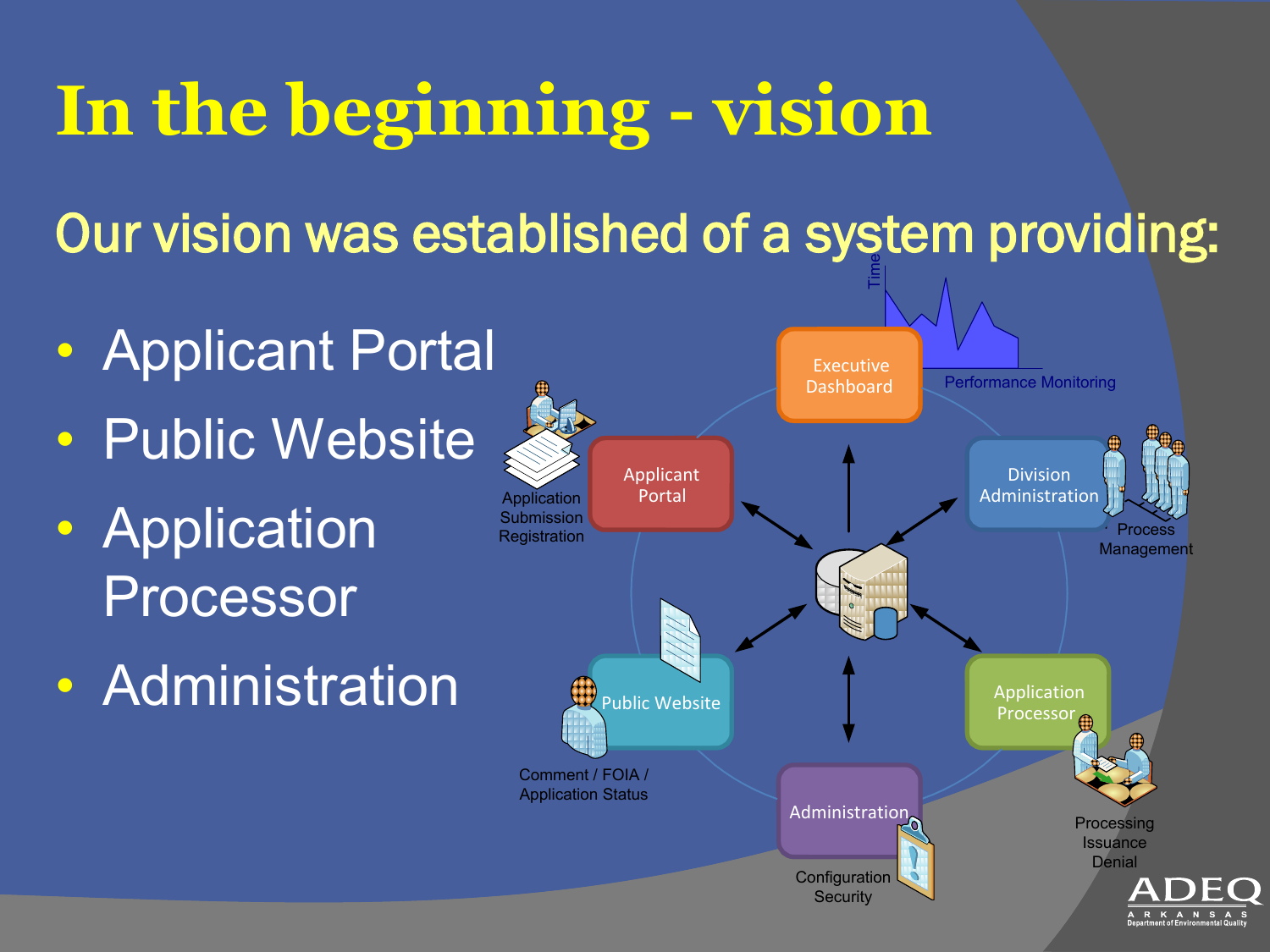# In the beginning - vision

Our vision was established of a system providing:

- Applicant Portal
- Public Website
- Application Processor
- Administration

Executive Dashboard

Performance Monitoring

Time

Applicant Portal

Application Submission Registration

Division Administration

Process Management

Public Website

Comment / FOIA / Application Status

Application Processor

Processing Issuance Denial

Administration

Configuration Security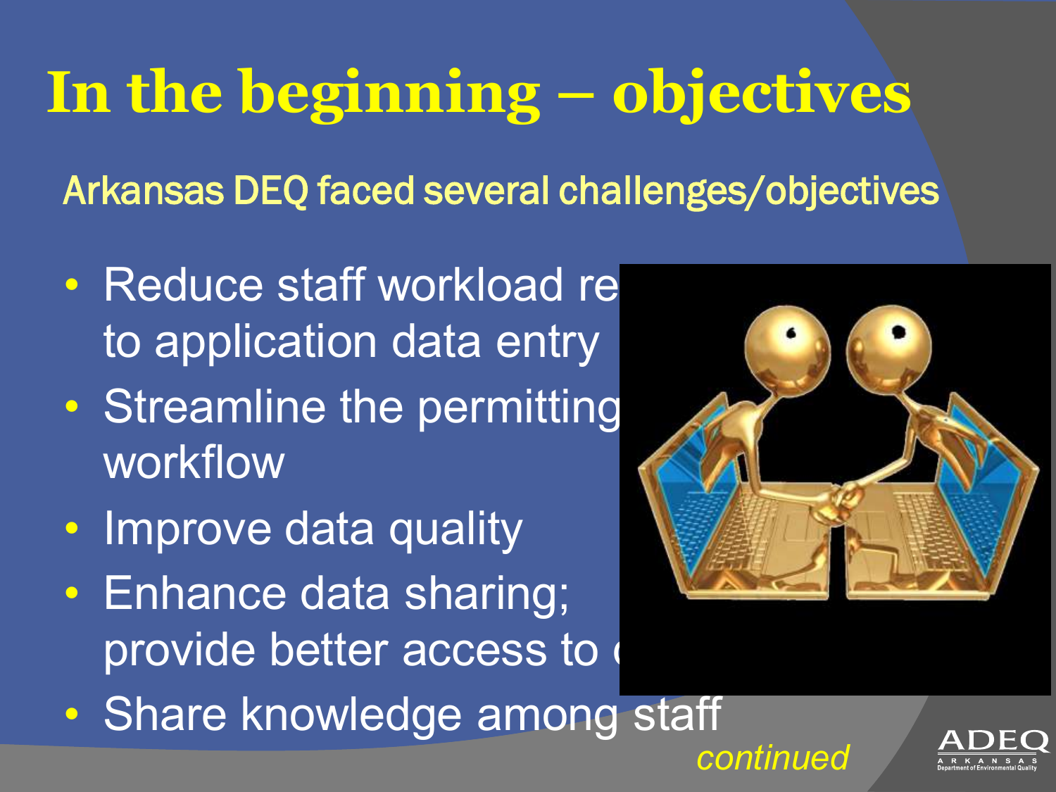# In the beginning – objectives

Arkansas DEQ faced several challenges/objectives

- Reduce staff workload re to application data entry
- Streamline the permitting workflow
- Improve data quality
- Enhance data sharing; provide better access to
- Share knowledge among staff

*continued*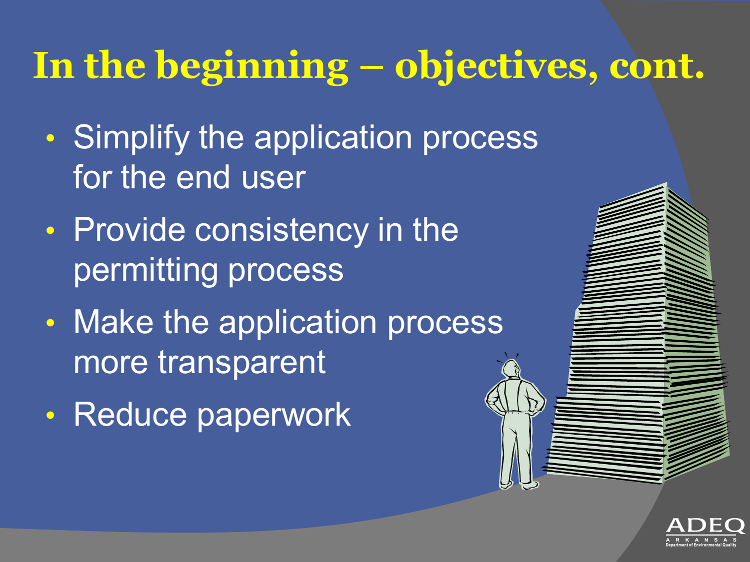# In the beginning – objectives, cont.

- Simplify the application process for the end user
- Provide consistency in the permitting process
- Make the application process more transparent
- Reduce paperwork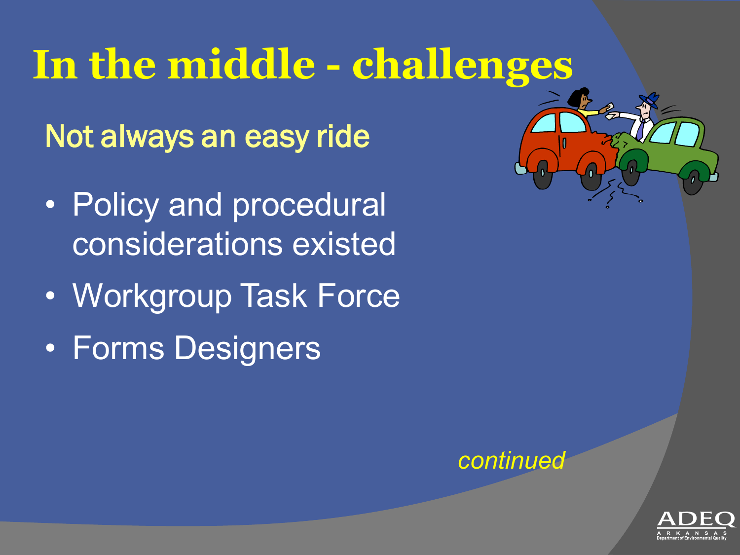# In the middle - challenges

## Not always an easy ride

- Policy and procedural considerations existed
- Workgroup Task Force
- Forms Designers

*continued*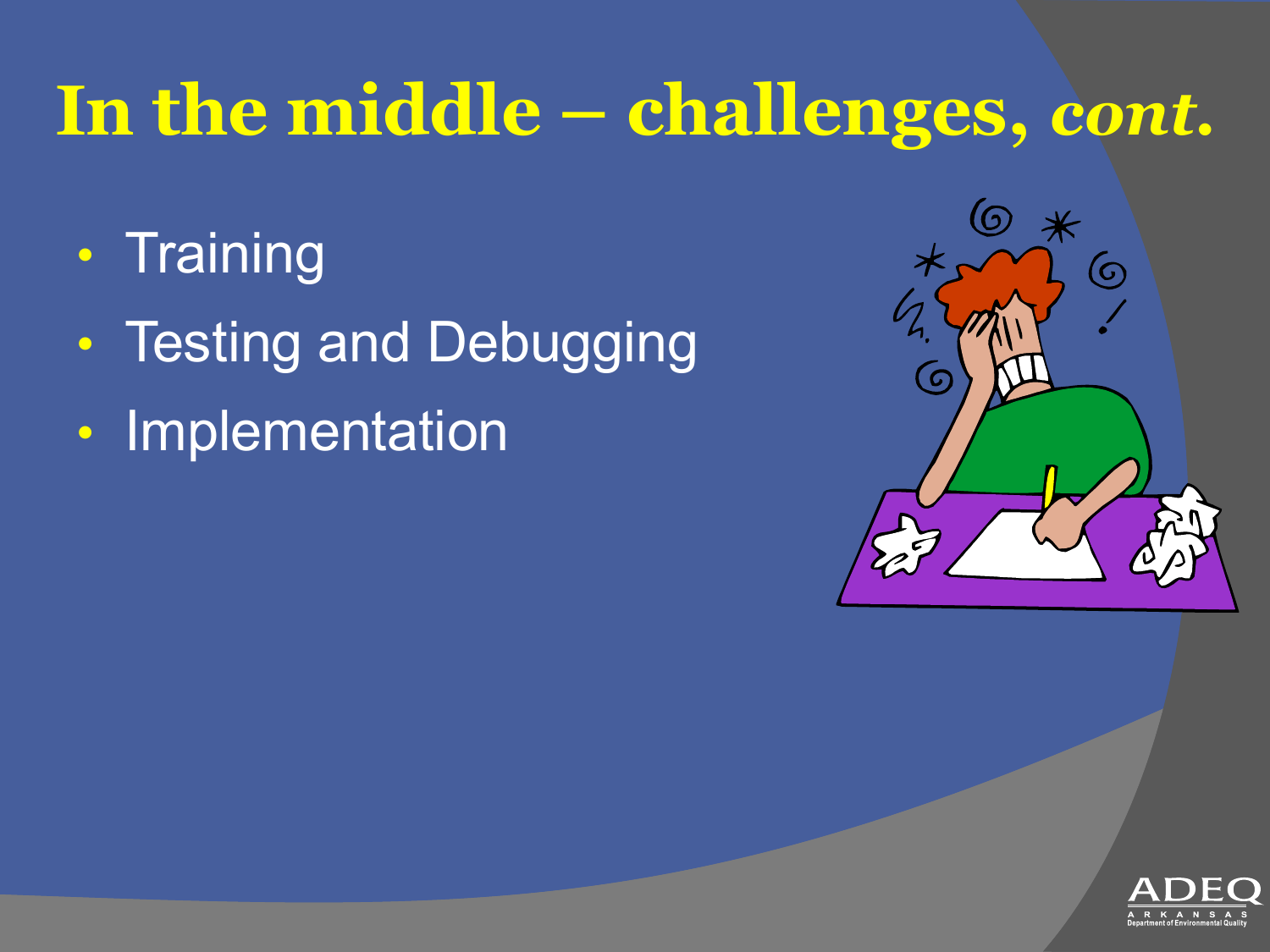# In the middle – challenges, *cont.*

- Training
- Testing and Debugging
- Implementation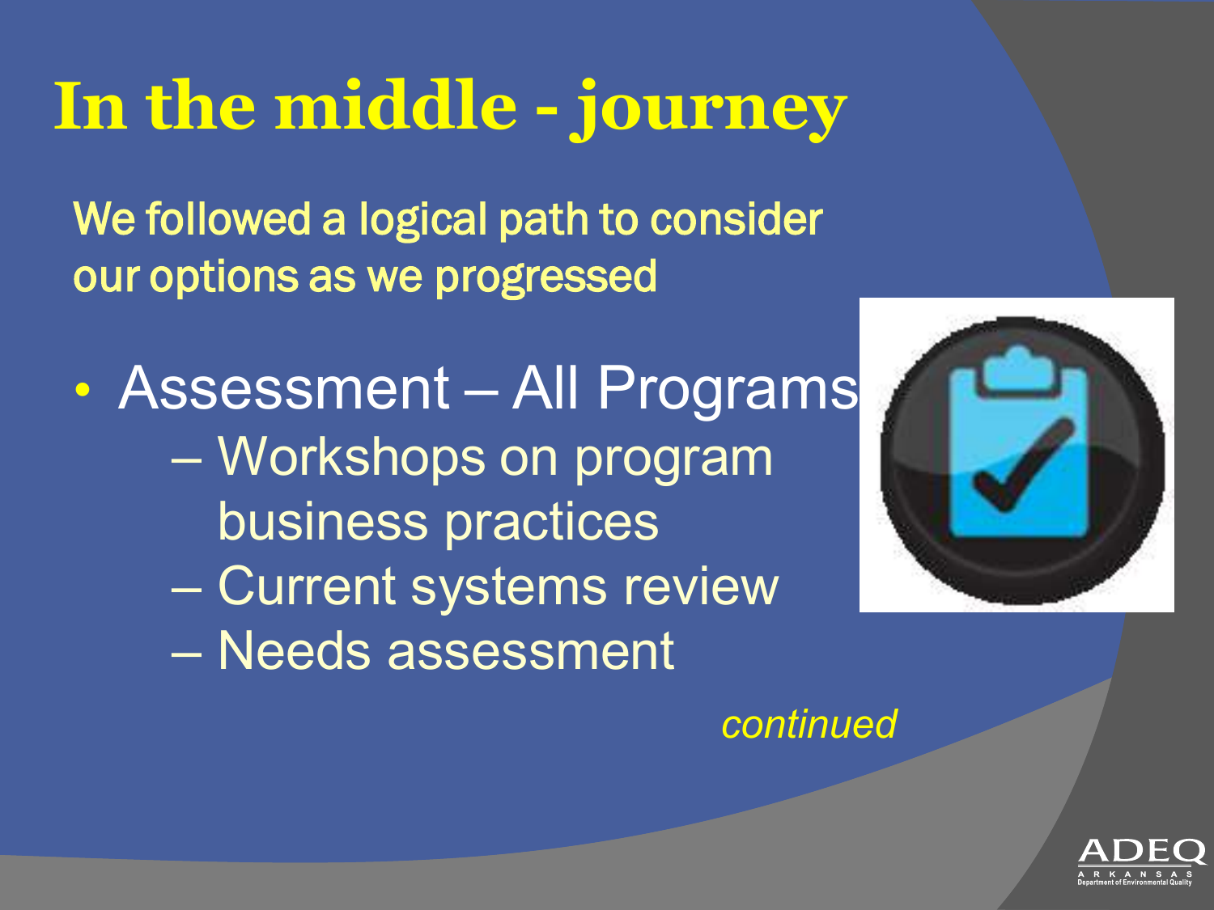# In the middle - journey

We followed a logical path to consider our options as we progressed

- Assessment – All Programs
  - Workshops on program business practices
  - Current systems review
  - Needs assessment

*continued*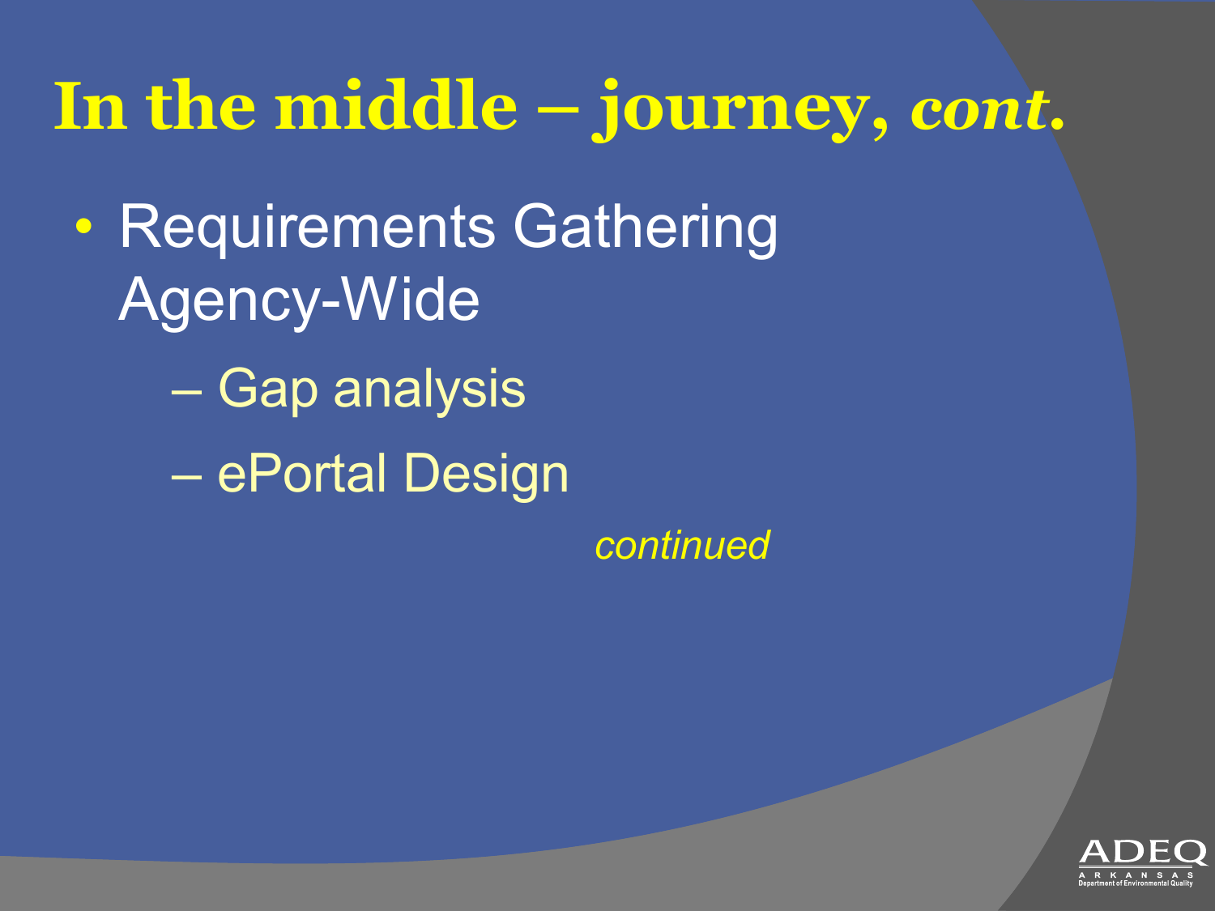# In the middle – journey, *cont.*

- Requirements Gathering Agency-Wide
  - Gap analysis
  - ePortal Design

*continued*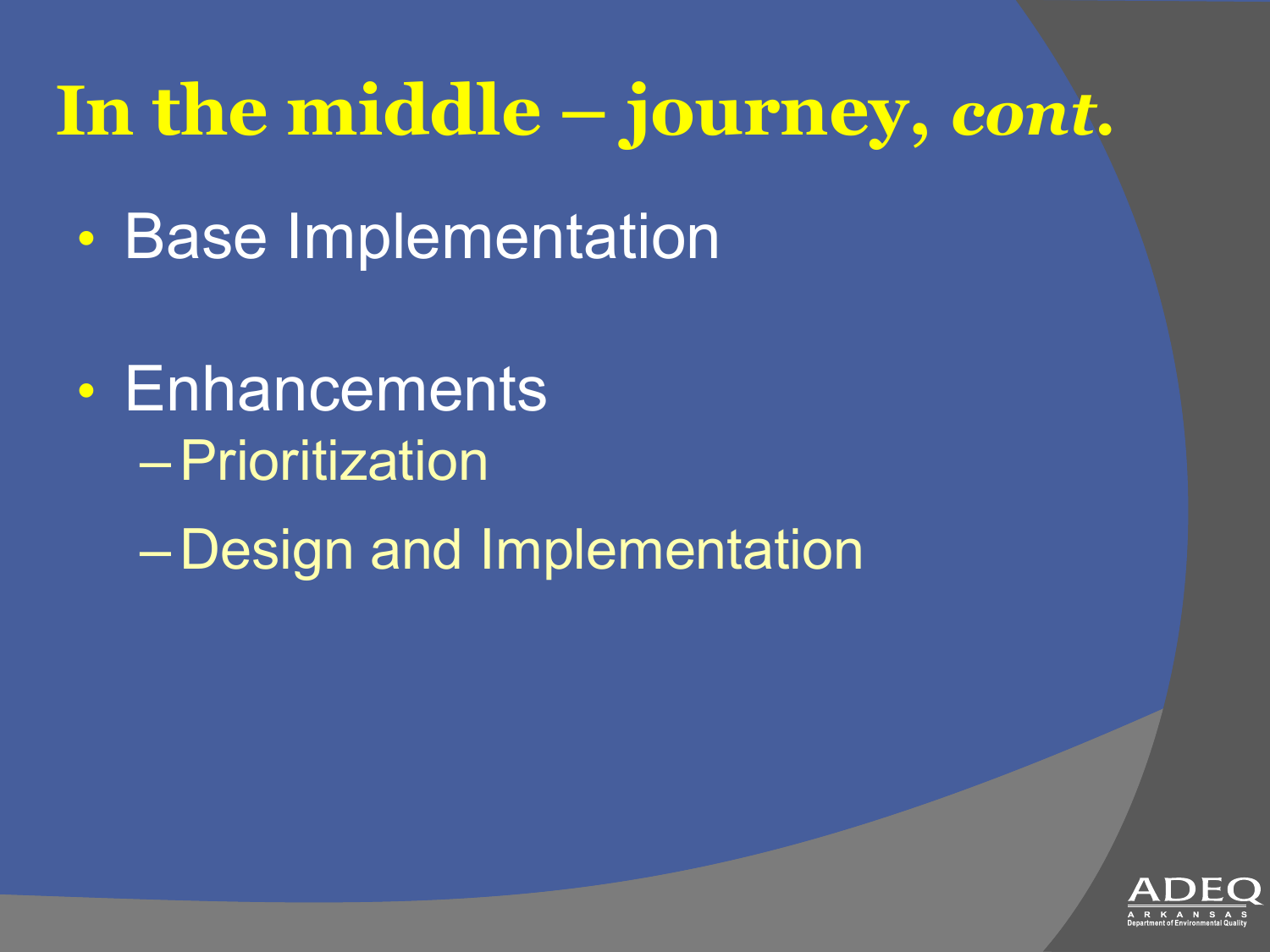# In the middle – journey, *cont.*

- Base Implementation
- Enhancements
  - Prioritization
  - Design and Implementation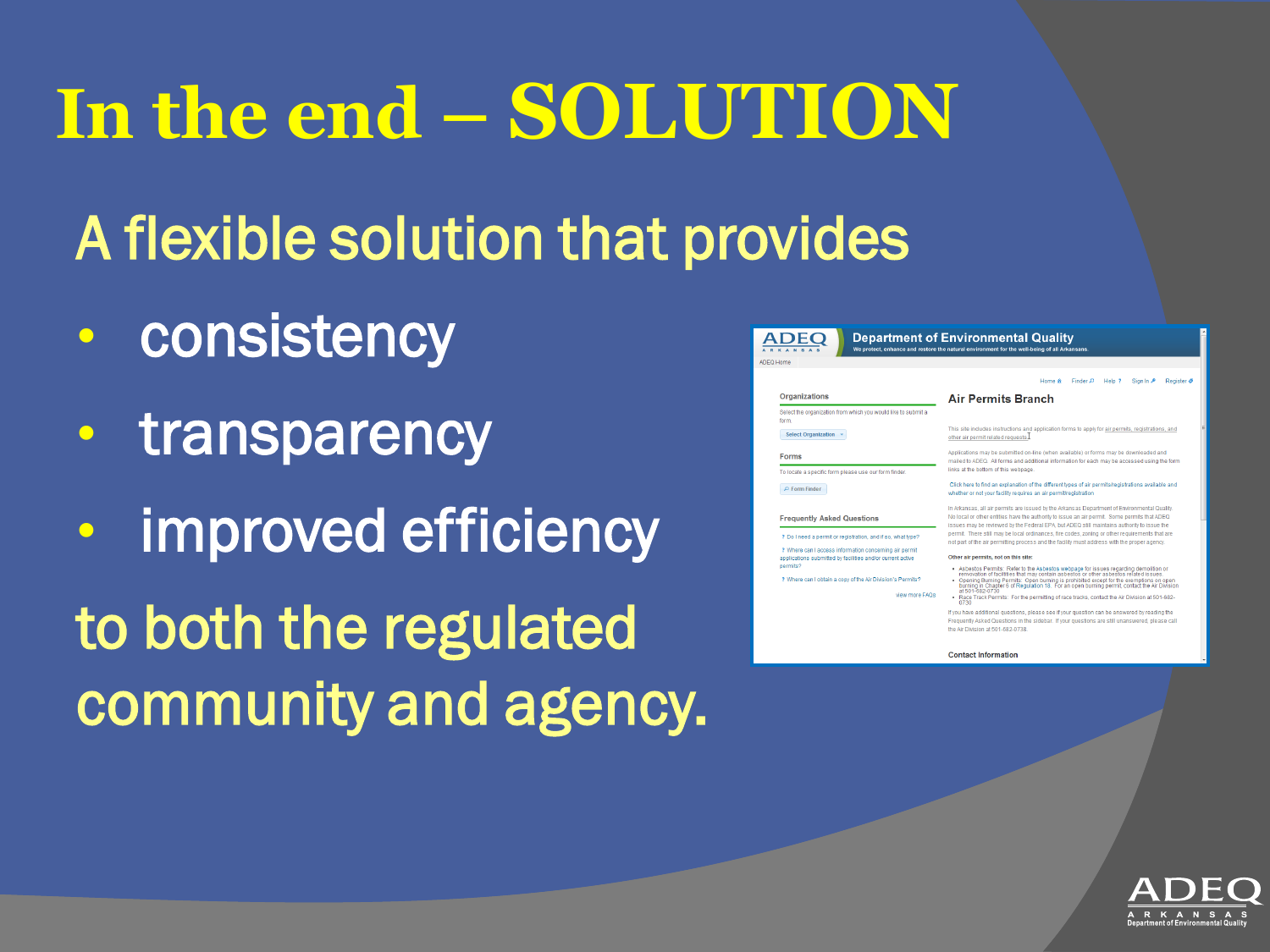# In the end – SOLUTION

A flexible solution that provides

- consistency
- transparency
- improved efficiency

to both the regulated community and agency.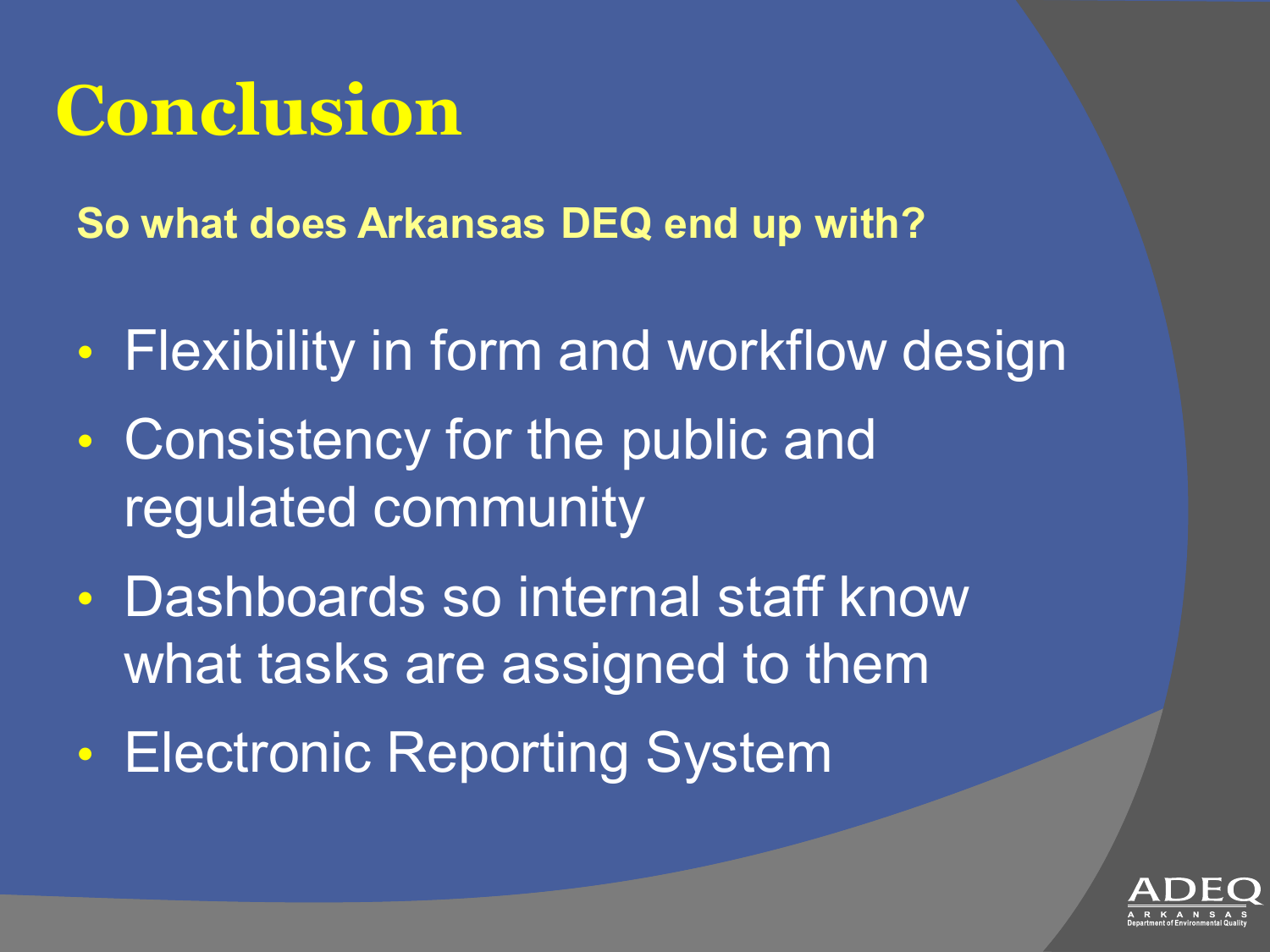# Conclusion

**So what does Arkansas DEQ end up with?**

- Flexibility in form and workflow design
- Consistency for the public and regulated community
- Dashboards so internal staff know what tasks are assigned to them
- Electronic Reporting System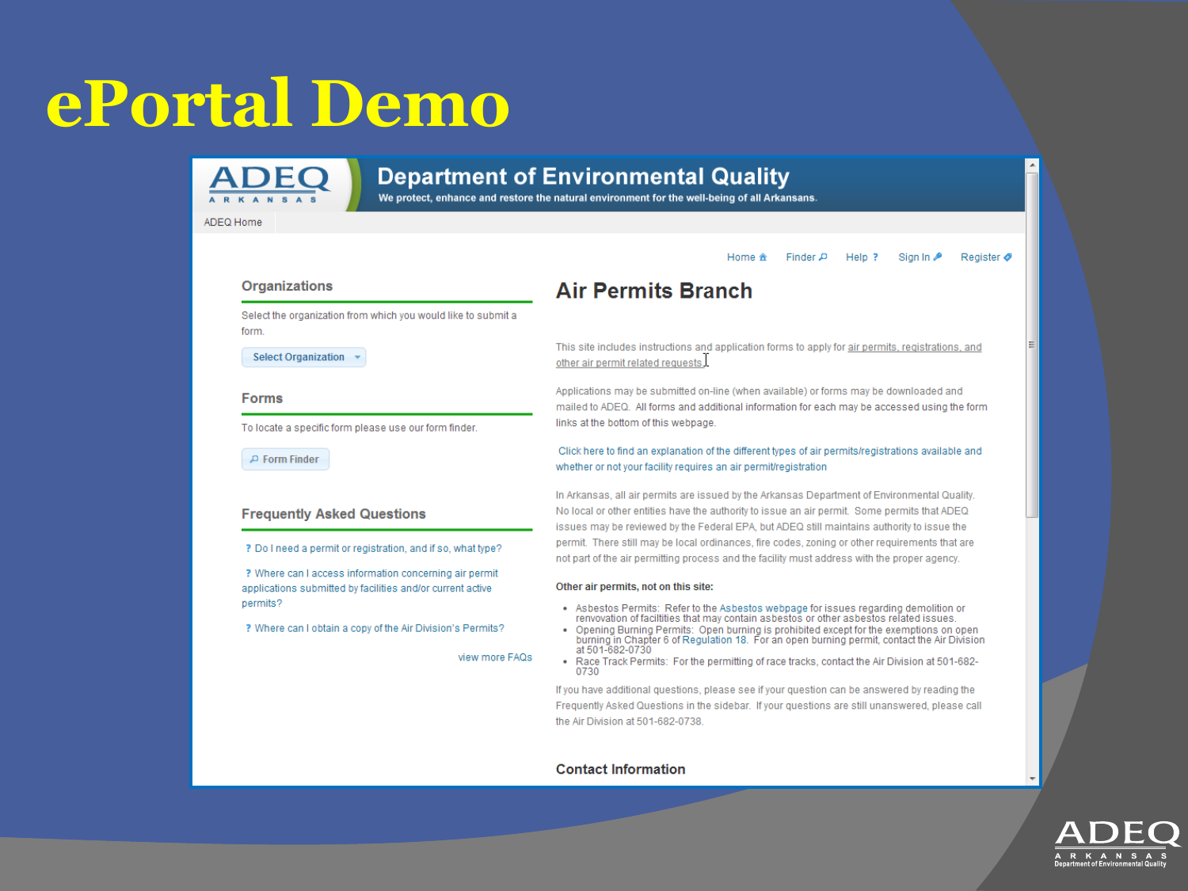# ePortal Demo

ADEQ ARKANSAS

## Department of Environmental Quality

We protect, enhance and restore the natural environment for the well-being of all Arkansans.

ADEQ Home

Home | Finder | Help ? | Sign In | Register

### Organizations

Select the organization from which you would like to submit a form.

Select Organization

### Forms

To locate a specific form please use our form finder.

Form Finder

### Frequently Asked Questions

? Do I need a permit or registration, and if so, what type?

? Where can I access information concerning air permit applications submitted by facilities and/or current active permits?

? Where can I obtain a copy of the Air Division's Permits?

view more FAQs

## Air Permits Branch

This site includes instructions and application forms to apply for air permits, registrations, and other air permit related requests.

Applications may be submitted on-line (when available) or forms may be downloaded and mailed to ADEQ. All forms and additional information for each may be accessed using the form links at the bottom of this webpage.

Click here to find an explanation of the different types of air permits/registrations available and whether or not your facility requires an air permit/registration

In Arkansas, all air permits are issued by the Arkansas Department of Environmental Quality. No local or other entities have the authority to issue an air permit. Some permits that ADEQ issues may be reviewed by the Federal EPA, but ADEQ still maintains authority to issue the permit. There still may be local ordinances, fire codes, zoning or other requirements that are not part of the air permitting process and the facility must address with the proper agency.

**Other air permits, not on this site:**

- Asbestos Permits: Refer to the Asbestos webpage for issues regarding demolition or renovation of facilities that may contain asbestos or other asbestos related issues.
- Opening Burning Permits: Open burning is prohibited except for the exemptions on open burning in Chapter 6 of Regulation 18. For an open burning permit, contact the Air Division at 501-682-0730
- Race Track Permits: For the permitting of race tracks, contact the Air Division at 501-682-0730

If you have additional questions, please see if your question can be answered by reading the Frequently Asked Questions in the sidebar. If your questions are still unanswered, please call the Air Division at 501-682-0738.

### Contact Information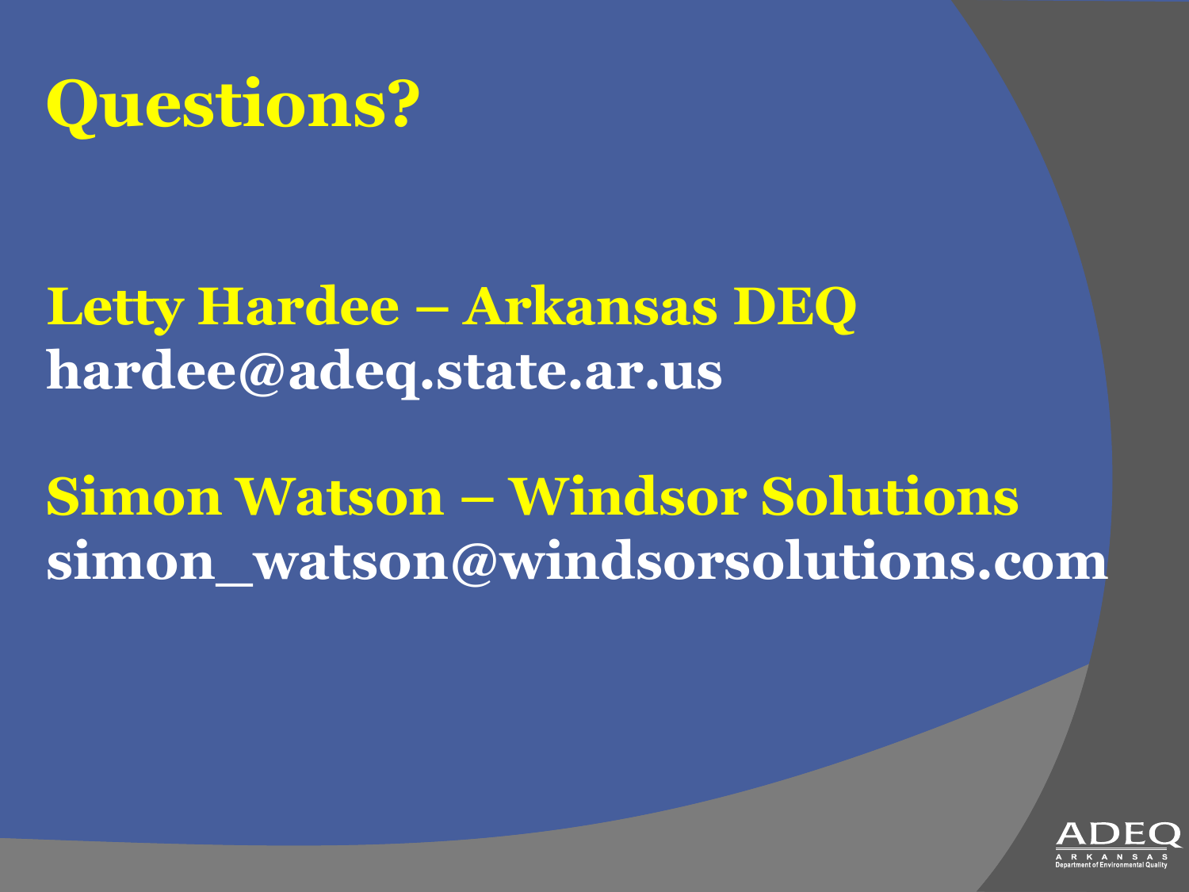# Questions?

**Letty Hardee – Arkansas DEQ**
**hardee@adeq.state.ar.us**

**Simon Watson – Windsor Solutions**
**simon_watson@windsorsolutions.com**

ADEQ
ARKANSAS
Department of Environmental Quality